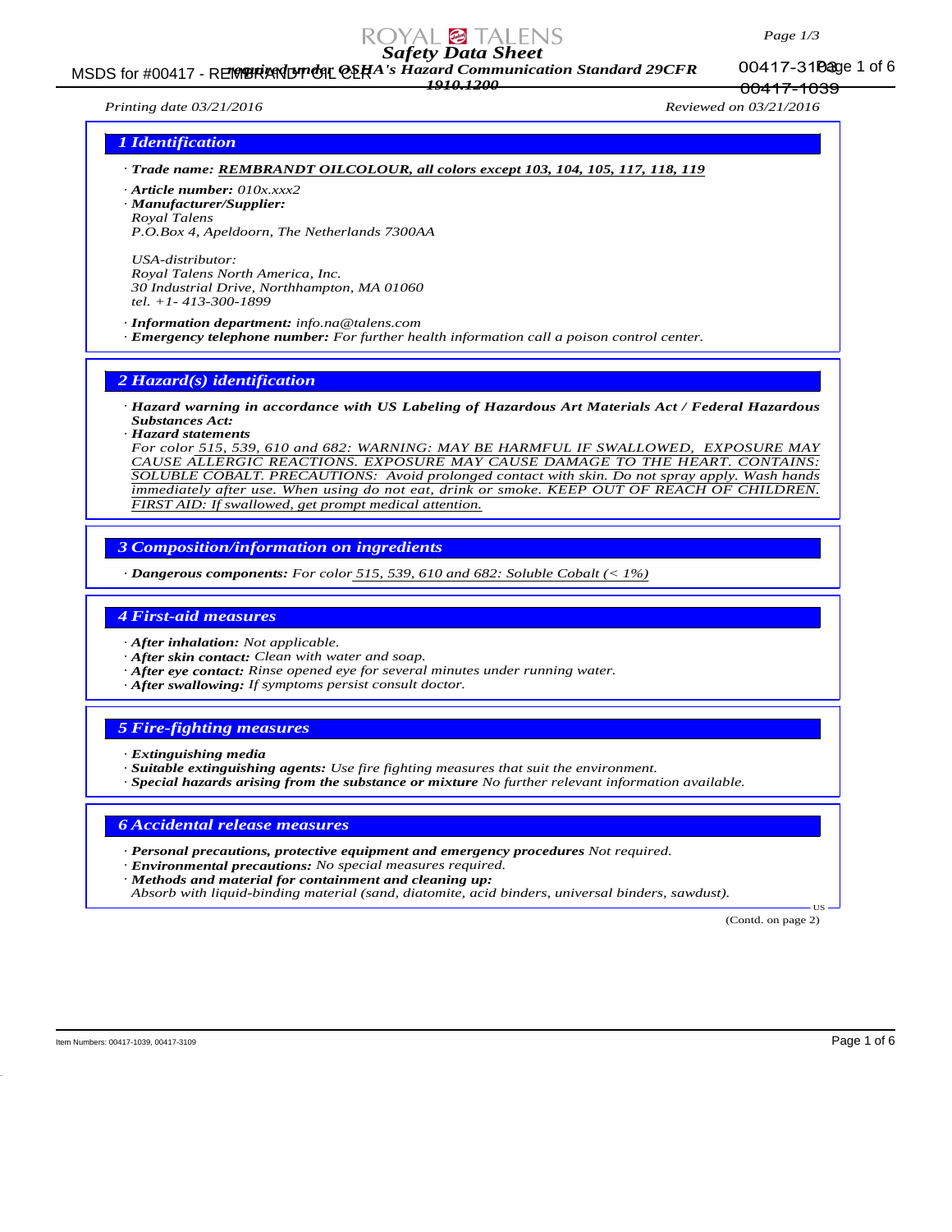# Safety Data Sheet

according to OSHA's Hazard Communication Standard 29CFR 1910.1200

Printing date 03/21/2016 — Reviewed on 03/21/2016

## 1 Identification

· **Trade name:** **REMBRANDT OILCOLOUR, all colors except 103, 104, 105, 117, 118, 119**

· **Article number:** 010x.xxx2

· **Manufacturer/Supplier:**
Royal Talens
P.O.Box 4, Apeldoorn, The Netherlands 7300AA

USA-distributor:
Royal Talens North America, Inc.
30 Industrial Drive, Northhampton, MA 01060
tel. +1- 413-300-1899

· **Information department:** info.na@talens.com

· **Emergency telephone number:** For further health information call a poison control center.

## 2 Hazard(s) identification

· **Hazard warning in accordance with US Labeling of Hazardous Art Materials Act / Federal Hazardous Substances Act:**

· **Hazard statements**
For color 515, 539, 610 and 682: WARNING: MAY BE HARMFUL IF SWALLOWED, EXPOSURE MAY CAUSE ALLERGIC REACTIONS. EXPOSURE MAY CAUSE DAMAGE TO THE HEART. CONTAINS: SOLUBLE COBALT. PRECAUTIONS: Avoid prolonged contact with skin. Do not spray apply. Wash hands immediately after use. When using do not eat, drink or smoke. KEEP OUT OF REACH OF CHILDREN. FIRST AID: If swallowed, get prompt medical attention.

## 3 Composition/information on ingredients

· **Dangerous components:** For color 515, 539, 610 and 682: Soluble Cobalt (< 1%)

## 4 First-aid measures

· **After inhalation:** Not applicable.

· **After skin contact:** Clean with water and soap.

· **After eye contact:** Rinse opened eye for several minutes under running water.

· **After swallowing:** If symptoms persist consult doctor.

## 5 Fire-fighting measures

· **Extinguishing media**

· **Suitable extinguishing agents:** Use fire fighting measures that suit the environment.

· **Special hazards arising from the substance or mixture** No further relevant information available.

## 6 Accidental release measures

· **Personal precautions, protective equipment and emergency procedures** Not required.

· **Environmental precautions:** No special measures required.

· **Methods and material for containment and cleaning up:**
Absorb with liquid-binding material (sand, diatomite, acid binders, universal binders, sawdust).

(Contd. on page 2)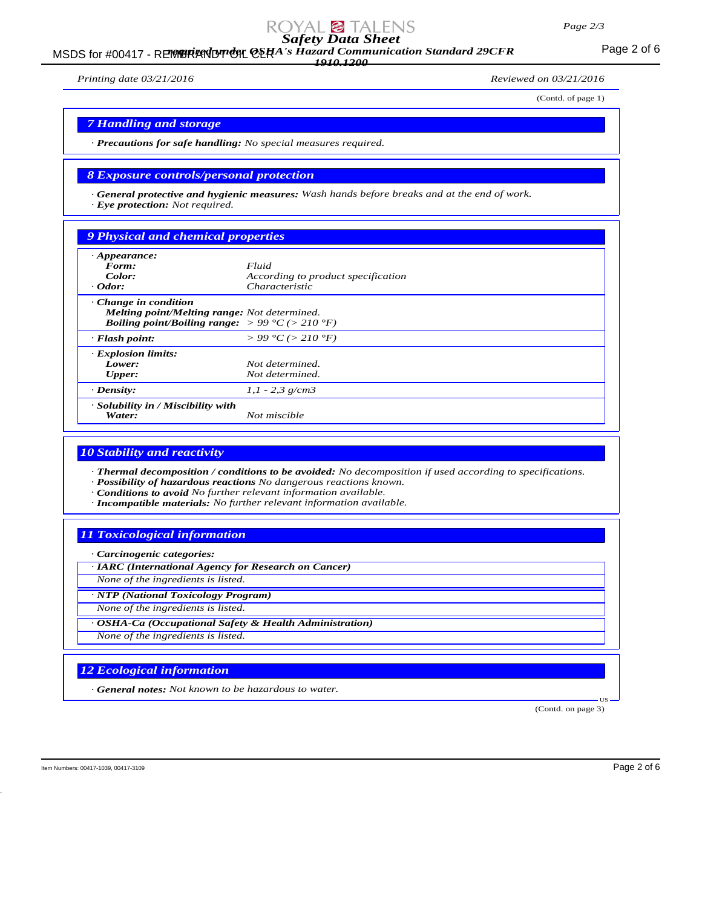(Contd. of page 1)

## 7 Handling and storage

· **Precautions for safe handling:** *No special measures required.*

## 8 Exposure controls/personal protection

· **General protective and hygienic measures:** *Wash hands before breaks and at the end of work.*
· **Eye protection:** *Not required.*

## 9 Physical and chemical properties

| | |
|---|---|
| · **Appearance:** | |
| **Form:** | *Fluid* |
| **Color:** | *According to product specification* |
| · **Odor:** | *Characteristic* |
| · **Change in condition** | |
| **Melting point/Melting range:** | *Not determined.* |
| **Boiling point/Boiling range:** | *> 99 °C (> 210 °F)* |
| · **Flash point:** | *> 99 °C (> 210 °F)* |
| · **Explosion limits:** | |
| **Lower:** | *Not determined.* |
| **Upper:** | *Not determined.* |
| · **Density:** | *1,1 - 2,3 g/cm3* |
| · **Solubility in / Miscibility with** | |
| **Water:** | *Not miscible* |

## 10 Stability and reactivity

· **Thermal decomposition / conditions to be avoided:** *No decomposition if used according to specifications.*
· **Possibility of hazardous reactions** *No dangerous reactions known.*
· **Conditions to avoid** *No further relevant information available.*
· **Incompatible materials:** *No further relevant information available.*

## 11 Toxicological information

· **Carcinogenic categories:**

· **IARC (International Agency for Research on Cancer)**
*None of the ingredients is listed.*

· **NTP (National Toxicology Program)**
*None of the ingredients is listed.*

· **OSHA-Ca (Occupational Safety & Health Administration)**
*None of the ingredients is listed.*

## 12 Ecological information

· **General notes:** *Not known to be hazardous to water.*

(Contd. on page 3)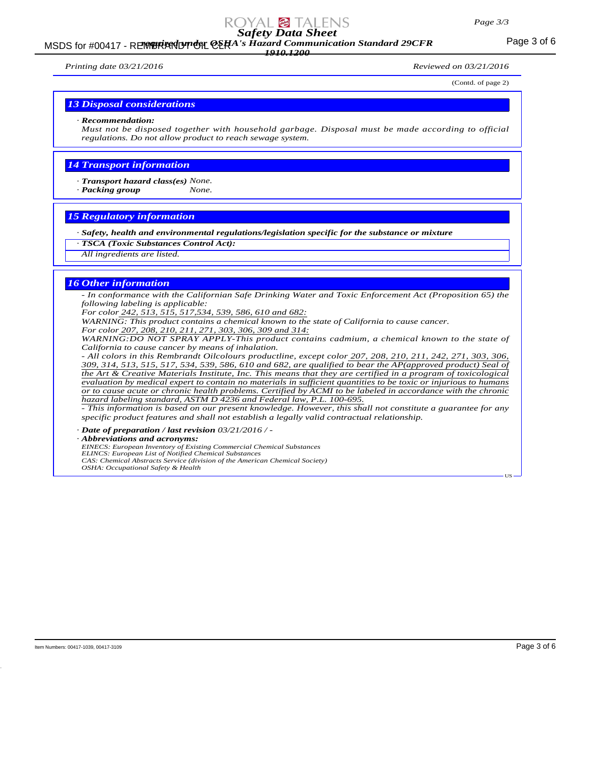(Contd. of page 2)

## 13 Disposal considerations

· **Recommendation:**
*Must not be disposed together with household garbage. Disposal must be made according to official regulations. Do not allow product to reach sewage system.*

## 14 Transport information

· **Transport hazard class(es)** *None.*
· **Packing group** *None.*

## 15 Regulatory information

· **Safety, health and environmental regulations/legislation specific for the substance or mixture**
· **TSCA (Toxic Substances Control Act):**
*All ingredients are listed.*

## 16 Other information

*- In conformance with the Californian Safe Drinking Water and Toxic Enforcement Act (Proposition 65) the following labeling is applicable:*
*For color 242, 513, 515, 517,534, 539, 586, 610 and 682:*
*WARNING: This product contains a chemical known to the state of California to cause cancer.*
*For color 207, 208, 210, 211, 271, 303, 306, 309 and 314:*
*WARNING:DO NOT SPRAY APPLY-This product contains cadmium, a chemical known to the state of California to cause cancer by means of inhalation.*
*- All colors in this Rembrandt Oilcolours productline, except color 207, 208, 210, 211, 242, 271, 303, 306, 309, 314, 513, 515, 517, 534, 539, 586, 610 and 682, are qualified to bear the AP(approved product) Seal of the Art & Creative Materials Institute, Inc. This means that they are certified in a program of toxicological evaluation by medical expert to contain no materials in sufficient quantities to be toxic or injurious to humans or to cause acute or chronic health problems. Certified by ACMI to be labeled in accordance with the chronic hazard labeling standard, ASTM D 4236 and Federal law, P.L. 100-695.*
*- This information is based on our present knowledge. However, this shall not constitute a guarantee for any specific product features and shall not establish a legally valid contractual relationship.*

· **Date of preparation / last revision** *03/21/2016 / -*
· **Abbreviations and acronyms:**
*EINECS: European Inventory of Existing Commercial Chemical Substances*
*ELINCS: European List of Notified Chemical Substances*
*CAS: Chemical Abstracts Service (division of the American Chemical Society)*
*OSHA: Occupational Safety & Health*

Item Numbers: 00417-1039, 00417-3109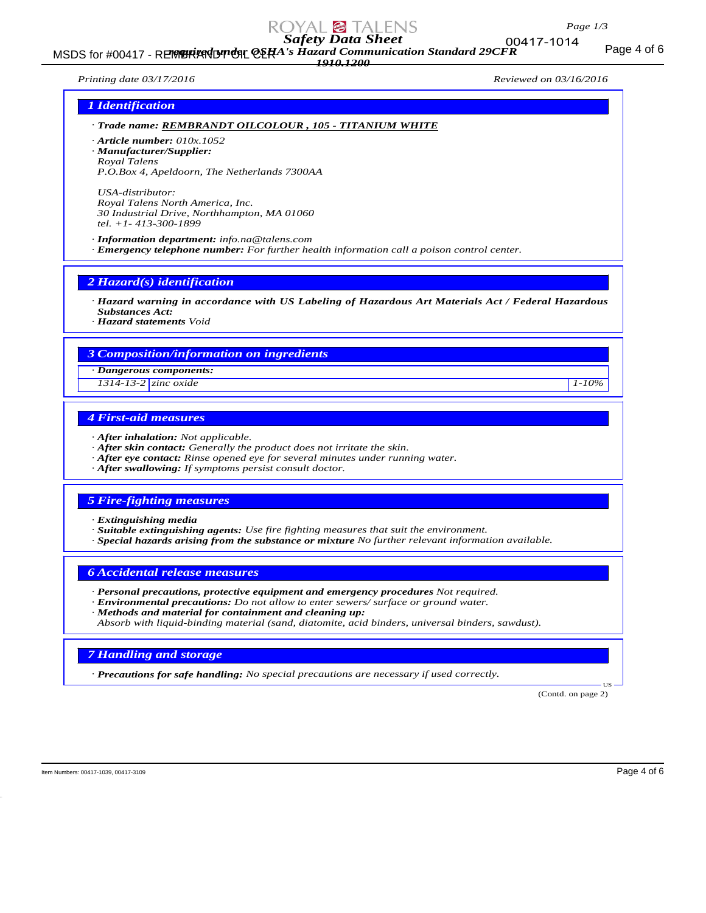# Safety Data Sheet

*required under OSHA's Hazard Communication Standard 29CFR 1910.1200*

*Printing date 03/17/2016* *Reviewed on 03/16/2016*

## 1 Identification

· **Trade name:** **REMBRANDT OILCOLOUR , 105 - TITANIUM WHITE**

· **Article number:** 010x.1052
· **Manufacturer/Supplier:**
Royal Talens
P.O.Box 4, Apeldoorn, The Netherlands 7300AA

USA-distributor:
Royal Talens North America, Inc.
30 Industrial Drive, Northhampton, MA 01060
tel. +1- 413-300-1899

· **Information department:** info.na@talens.com
· **Emergency telephone number:** For further health information call a poison control center.

## 2 Hazard(s) identification

· **Hazard warning in accordance with US Labeling of Hazardous Art Materials Act / Federal Hazardous Substances Act:**
· **Hazard statements** Void

## 3 Composition/information on ingredients

· **Dangerous components:**

| | | |
|---|---|---|
| 1314-13-2 | zinc oxide | 1-10% |

## 4 First-aid measures

· **After inhalation:** Not applicable.
· **After skin contact:** Generally the product does not irritate the skin.
· **After eye contact:** Rinse opened eye for several minutes under running water.
· **After swallowing:** If symptoms persist consult doctor.

## 5 Fire-fighting measures

· **Extinguishing media**
· **Suitable extinguishing agents:** Use fire fighting measures that suit the environment.
· **Special hazards arising from the substance or mixture** No further relevant information available.

## 6 Accidental release measures

· **Personal precautions, protective equipment and emergency procedures** Not required.
· **Environmental precautions:** Do not allow to enter sewers/ surface or ground water.
· **Methods and material for containment and cleaning up:**
Absorb with liquid-binding material (sand, diatomite, acid binders, universal binders, sawdust).

## 7 Handling and storage

· **Precautions for safe handling:** No special precautions are necessary if used correctly.

(Contd. on page 2)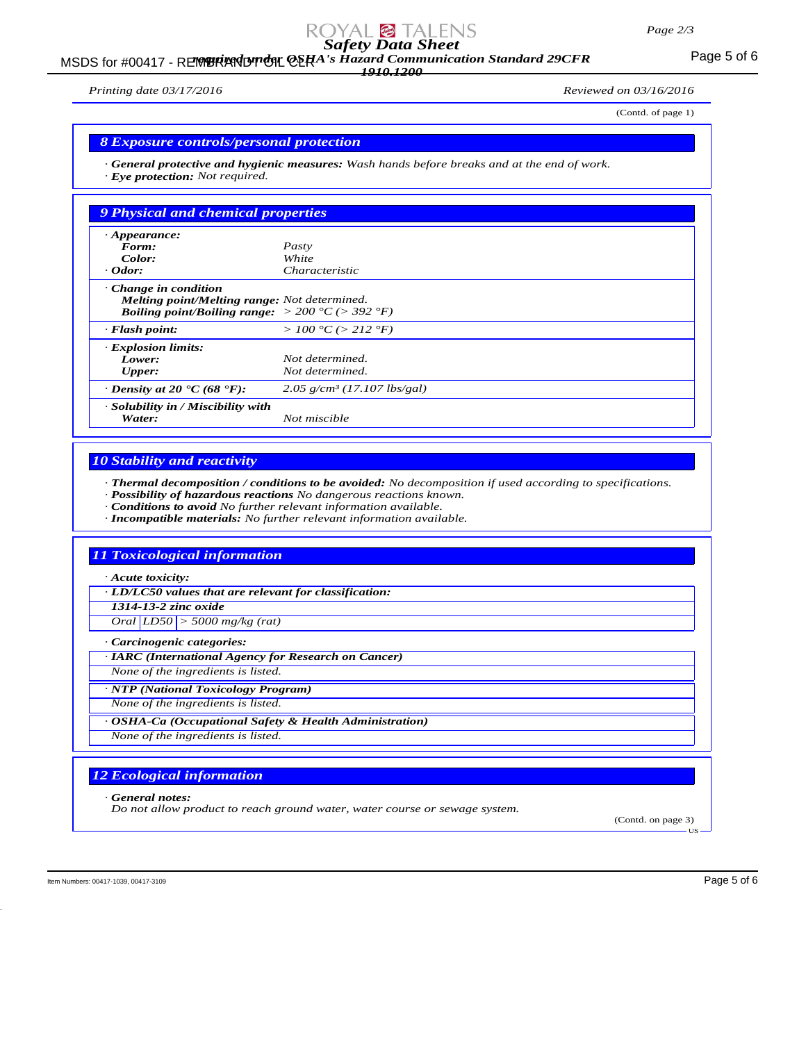(Contd. of page 1)

## 8 Exposure controls/personal protection

· **General protective and hygienic measures:** Wash hands before breaks and at the end of work.
· **Eye protection:** Not required.

## 9 Physical and chemical properties

| | |
|---|---|
| · **Appearance:** | |
| **Form:** | Pasty |
| **Color:** | White |
| · **Odor:** | Characteristic |
| · **Change in condition** | |
| **Melting point/Melting range:** | Not determined. |
| **Boiling point/Boiling range:** | > 200 °C (> 392 °F) |
| · **Flash point:** | > 100 °C (> 212 °F) |
| · **Explosion limits:** | |
| **Lower:** | Not determined. |
| **Upper:** | Not determined. |
| · **Density at 20 °C (68 °F):** | 2.05 g/cm³ (17.107 lbs/gal) |
| · **Solubility in / Miscibility with** | |
| **Water:** | Not miscible |

## 10 Stability and reactivity

· **Thermal decomposition / conditions to be avoided:** No decomposition if used according to specifications.
· **Possibility of hazardous reactions** No dangerous reactions known.
· **Conditions to avoid** No further relevant information available.
· **Incompatible materials:** No further relevant information available.

## 11 Toxicological information

· **Acute toxicity:**

· **LD/LC50 values that are relevant for classification:**

**1314-13-2 zinc oxide**

| Oral | LD50 | > 5000 mg/kg (rat) |
|---|---|---|

· **Carcinogenic categories:**

· **IARC (International Agency for Research on Cancer)**

None of the ingredients is listed.

· **NTP (National Toxicology Program)**

None of the ingredients is listed.

· **OSHA-Ca (Occupational Safety & Health Administration)**

None of the ingredients is listed.

## 12 Ecological information

· **General notes:**
Do not allow product to reach ground water, water course or sewage system.

(Contd. on page 3)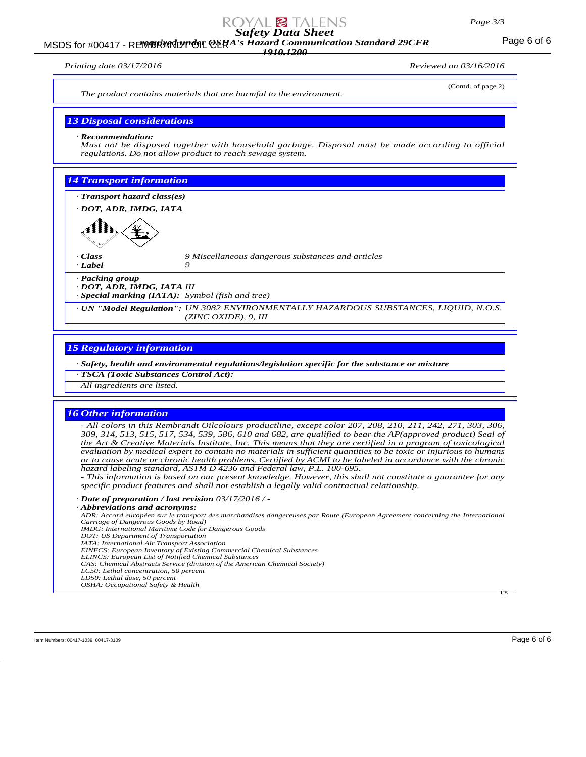(Contd. of page 2)

*The product contains materials that are harmful to the environment.*

## 13 Disposal considerations

· **Recommendation:**
*Must not be disposed together with household garbage. Disposal must be made according to official regulations. Do not allow product to reach sewage system.*

## 14 Transport information

· **Transport hazard class(es)**

· **DOT, ADR, IMDG, IATA**

· **Class** 9 Miscellaneous dangerous substances and articles
· **Label** 9

· **Packing group**
· **DOT, ADR, IMDG, IATA** III
· **Special marking (IATA):** Symbol (fish and tree)

· **UN "Model Regulation":** UN 3082 ENVIRONMENTALLY HAZARDOUS SUBSTANCES, LIQUID, N.O.S. (ZINC OXIDE), 9, III

## 15 Regulatory information

· **Safety, health and environmental regulations/legislation specific for the substance or mixture**

· **TSCA (Toxic Substances Control Act):**
All ingredients are listed.

## 16 Other information

- All colors in this Rembrandt Oilcolours productline, except color 207, 208, 210, 211, 242, 271, 303, 306, 309, 314, 513, 515, 517, 534, 539, 586, 610 and 682, are qualified to bear the AP(approved product) Seal of the Art & Creative Materials Institute, Inc. This means that they are certified in a program of toxicological evaluation by medical expert to contain no materials in sufficient quantities to be toxic or injurious to humans or to cause acute or chronic health problems. Certified by ACMI to be labeled in accordance with the chronic hazard labeling standard, ASTM D 4236 and Federal law, P.L. 100-695.
- This information is based on our present knowledge. However, this shall not constitute a guarantee for any specific product features and shall not establish a legally valid contractual relationship.

· **Date of preparation / last revision** 03/17/2016 / -

· **Abbreviations and acronyms:**
ADR: Accord européen sur le transport des marchandises dangereuses par Route (European Agreement concerning the International Carriage of Dangerous Goods by Road)
IMDG: International Maritime Code for Dangerous Goods
DOT: US Department of Transportation
IATA: International Air Transport Association
EINECS: European Inventory of Existing Commercial Chemical Substances
ELINCS: European List of Notified Chemical Substances
CAS: Chemical Abstracts Service (division of the American Chemical Society)
LC50: Lethal concentration, 50 percent
LD50: Lethal dose, 50 percent
OSHA: Occupational Safety & Health

Item Numbers: 00417-1039, 00417-3109